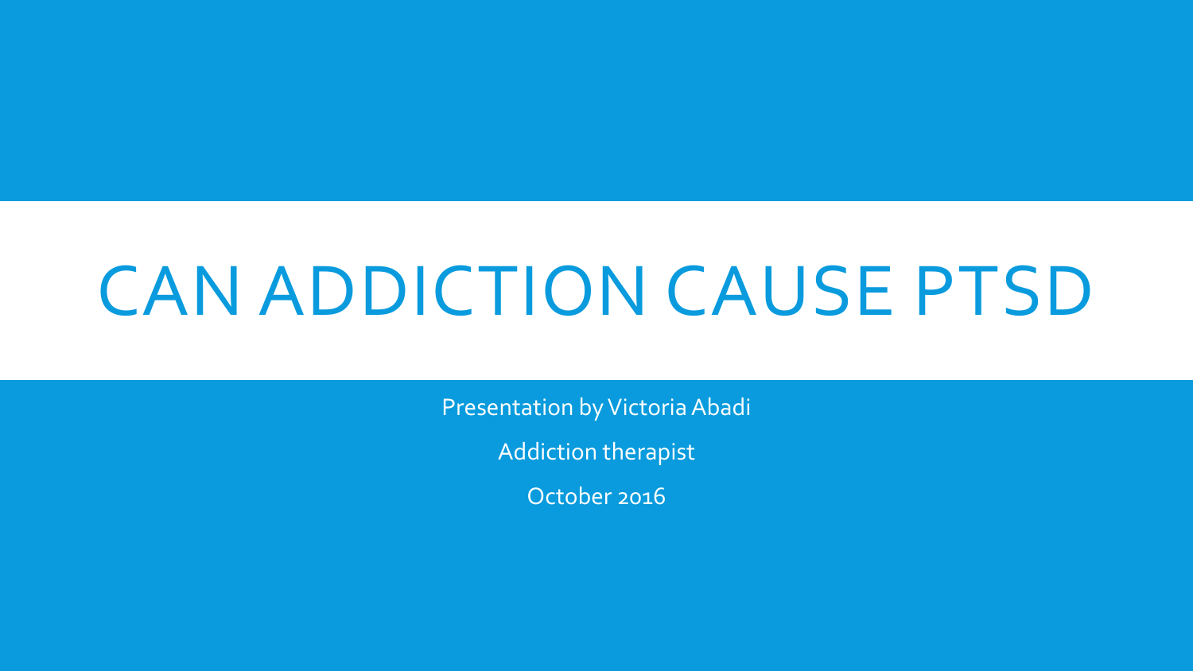# CAN ADDICTION CAUSE PTSD

Presentation by Victoria Abadi

Addiction therapist

October 2016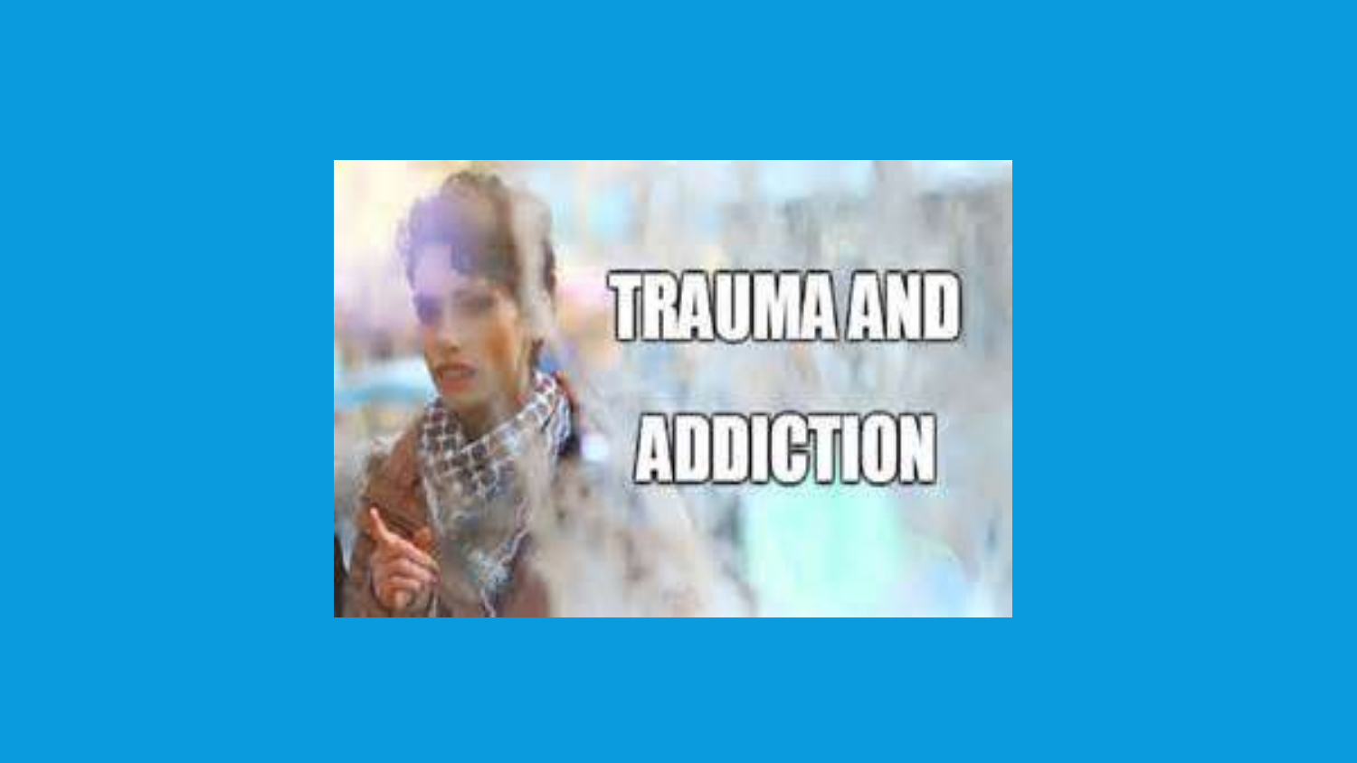# TRAUMA AND ADDICTION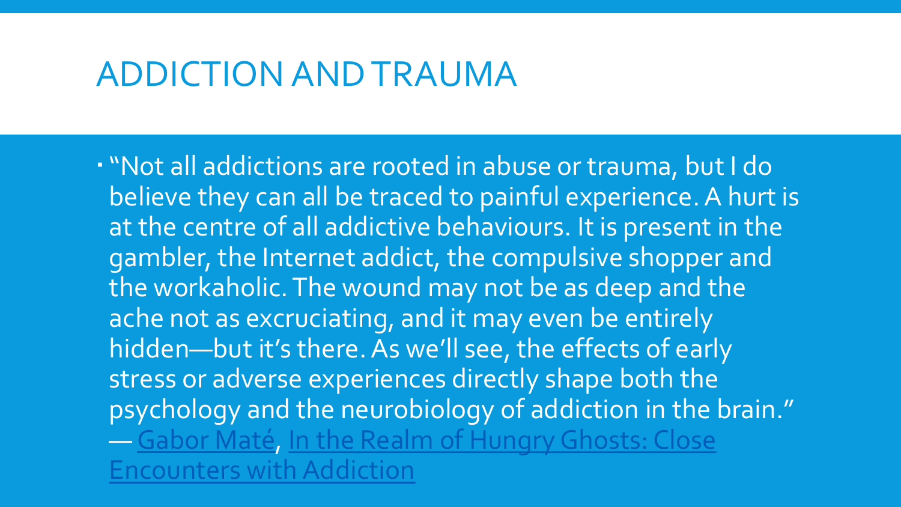# ADDICTION AND TRAUMA

- "Not all addictions are rooted in abuse or trauma, but I do believe they can all be traced to painful experience. A hurt is at the centre of all addictive behaviours. It is present in the gambler, the Internet addict, the compulsive shopper and the workaholic. The wound may not be as deep and the ache not as excruciating, and it may even be entirely hidden—but it's there. As we'll see, the effects of early stress or adverse experiences directly shape both the psychology and the neurobiology of addiction in the brain." ― Gabor Maté, In the Realm of Hungry Ghosts: Close Encounters with Addiction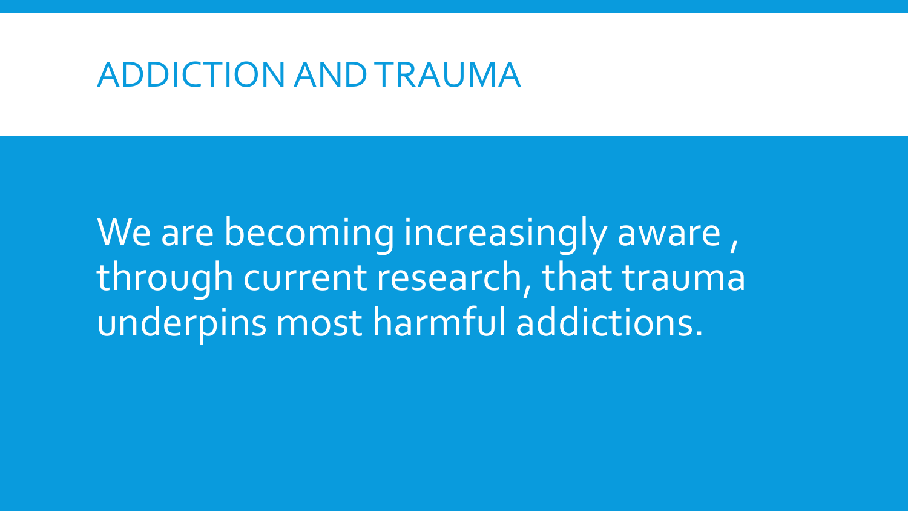# ADDICTION AND TRAUMA

We are becoming increasingly aware , through current research, that trauma underpins most harmful addictions.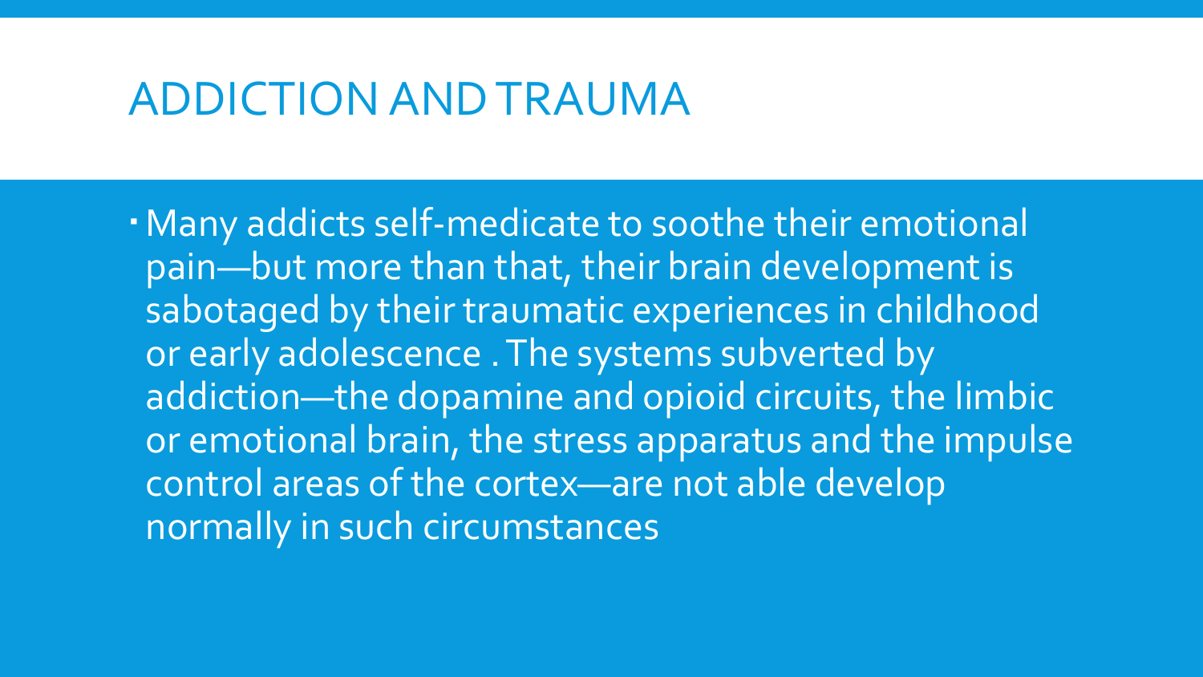# ADDICTION AND TRAUMA

- Many addicts self-medicate to soothe their emotional pain—but more than that, their brain development is sabotaged by their traumatic experiences in childhood or early adolescence . The systems subverted by addiction—the dopamine and opioid circuits, the limbic or emotional brain, the stress apparatus and the impulse control areas of the cortex—are not able develop normally in such circumstances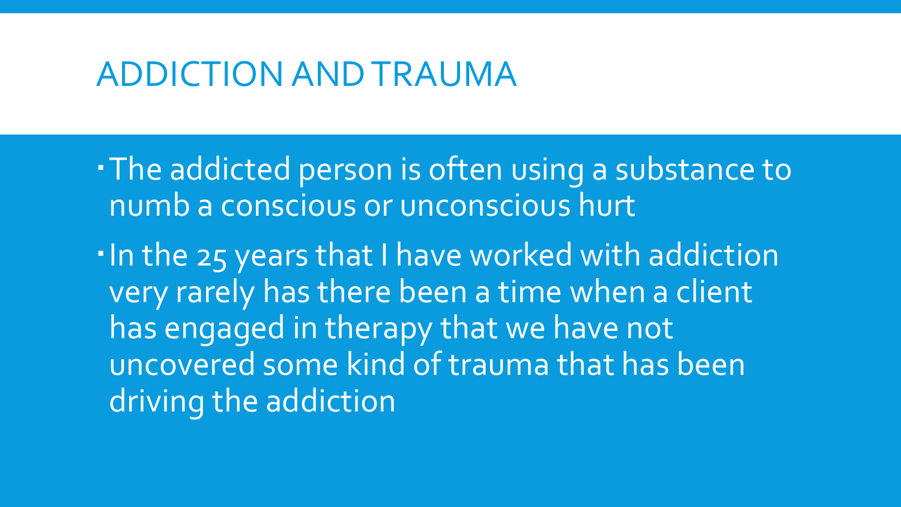# ADDICTION AND TRAUMA

- The addicted person is often using a substance to numb a conscious or unconscious hurt
- In the 25 years that I have worked with addiction very rarely has there been a time when a client has engaged in therapy that we have not uncovered some kind of trauma that has been driving the addiction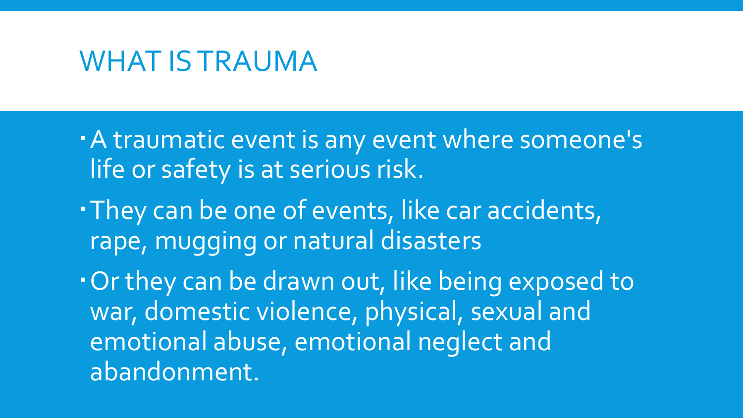# WHAT IS TRAUMA

- A traumatic event is any event where someone's life or safety is at serious risk.
- They can be one of events, like car accidents, rape, mugging or natural disasters
- Or they can be drawn out, like being exposed to war, domestic violence, physical, sexual and emotional abuse, emotional neglect and abandonment.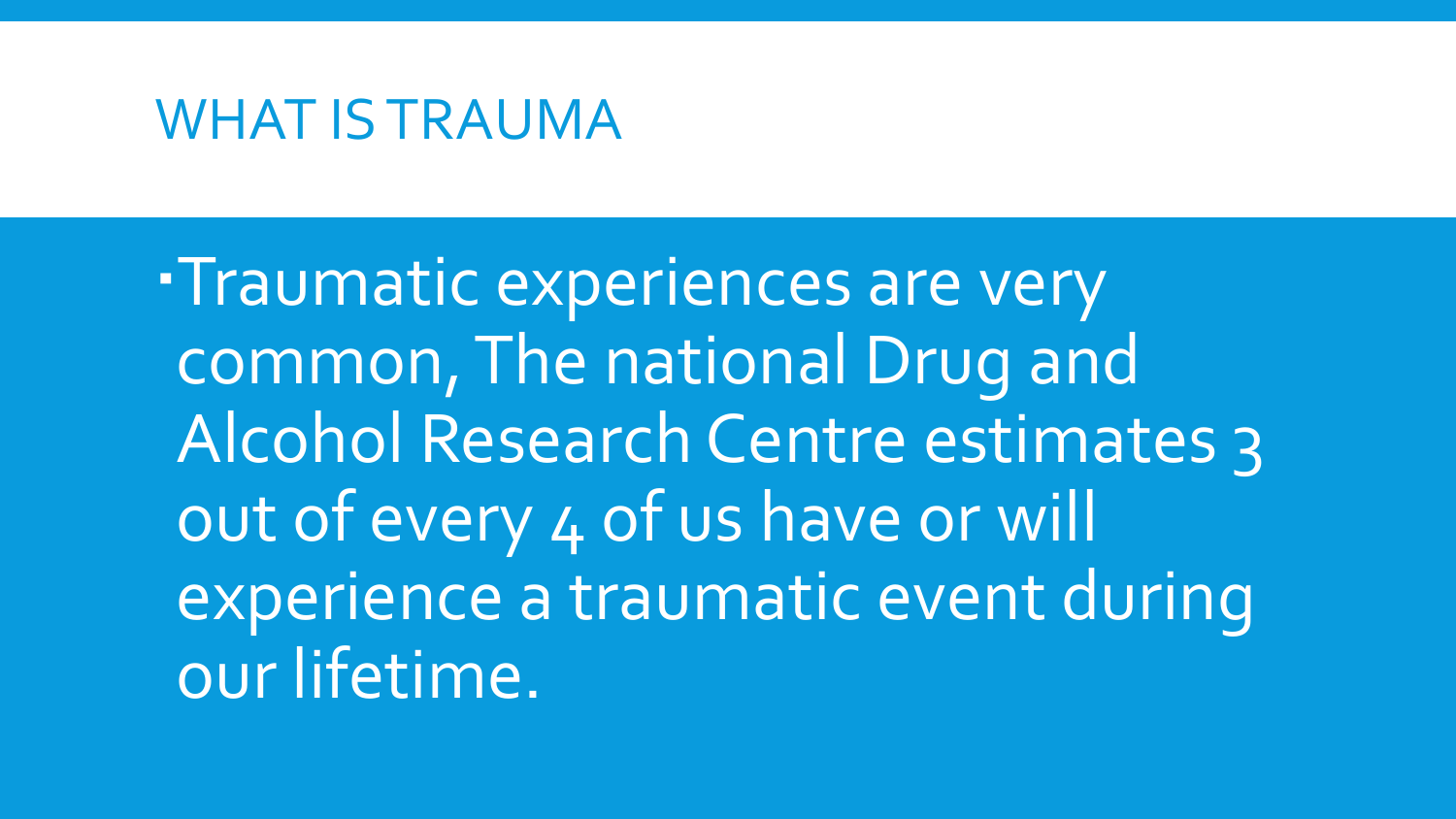# WHAT IS TRAUMA

- Traumatic experiences are very common, The national Drug and Alcohol Research Centre estimates 3 out of every 4 of us have or will experience a traumatic event during our lifetime.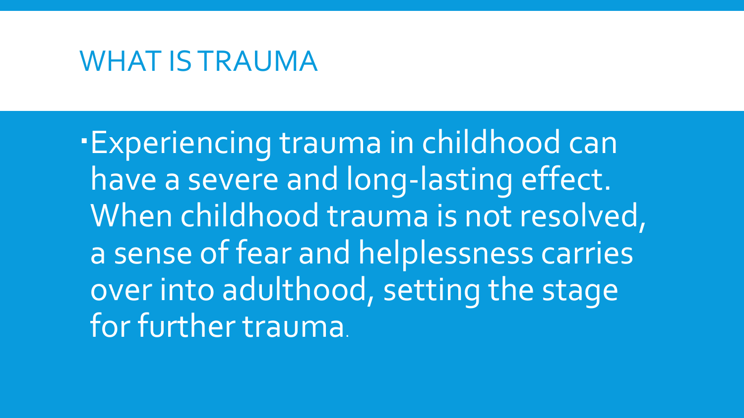# WHAT IS TRAUMA

- Experiencing trauma in childhood can have a severe and long-lasting effect. When childhood trauma is not resolved, a sense of fear and helplessness carries over into adulthood, setting the stage for further trauma.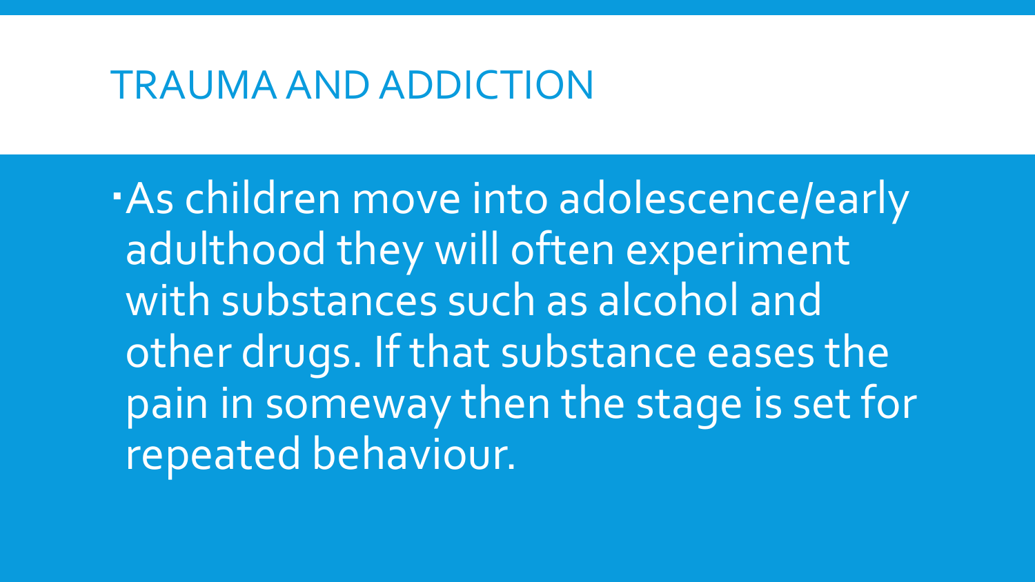# TRAUMA AND ADDICTION

- As children move into adolescence/early adulthood they will often experiment with substances such as alcohol and other drugs. If that substance eases the pain in someway then the stage is set for repeated behaviour.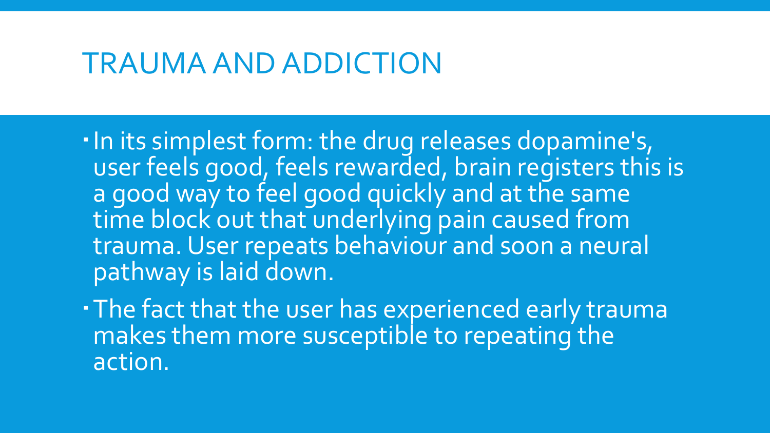# TRAUMA AND ADDICTION

- In its simplest form: the drug releases dopamine's, user feels good, feels rewarded, brain registers this is a good way to feel good quickly and at the same time block out that underlying pain caused from trauma. User repeats behaviour and soon a neural pathway is laid down.
- The fact that the user has experienced early trauma makes them more susceptible to repeating the action.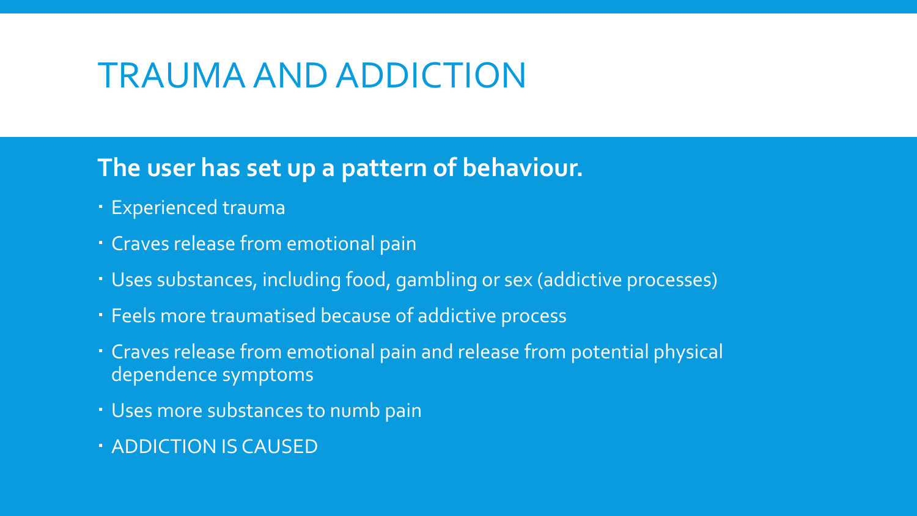# TRAUMA AND ADDICTION

**The user has set up a pattern of behaviour.**

- Experienced trauma
- Craves release from emotional pain
- Uses substances, including food, gambling or sex (addictive processes)
- Feels more traumatised because of addictive process
- Craves release from emotional pain and release from potential physical dependence symptoms
- Uses more substances to numb pain
- ADDICTION IS CAUSED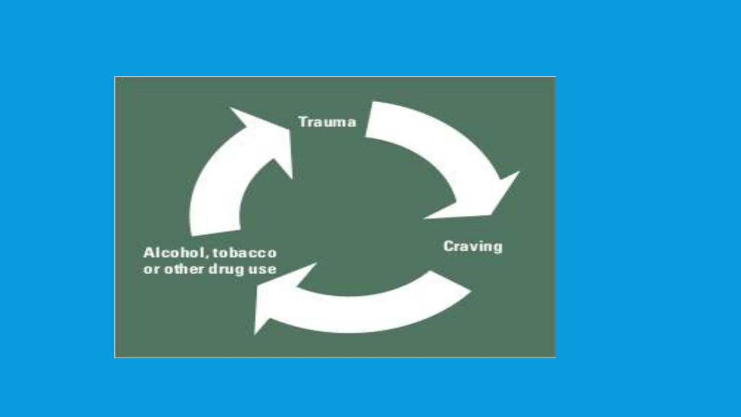Trauma

Craving

Alcohol, tobacco or other drug use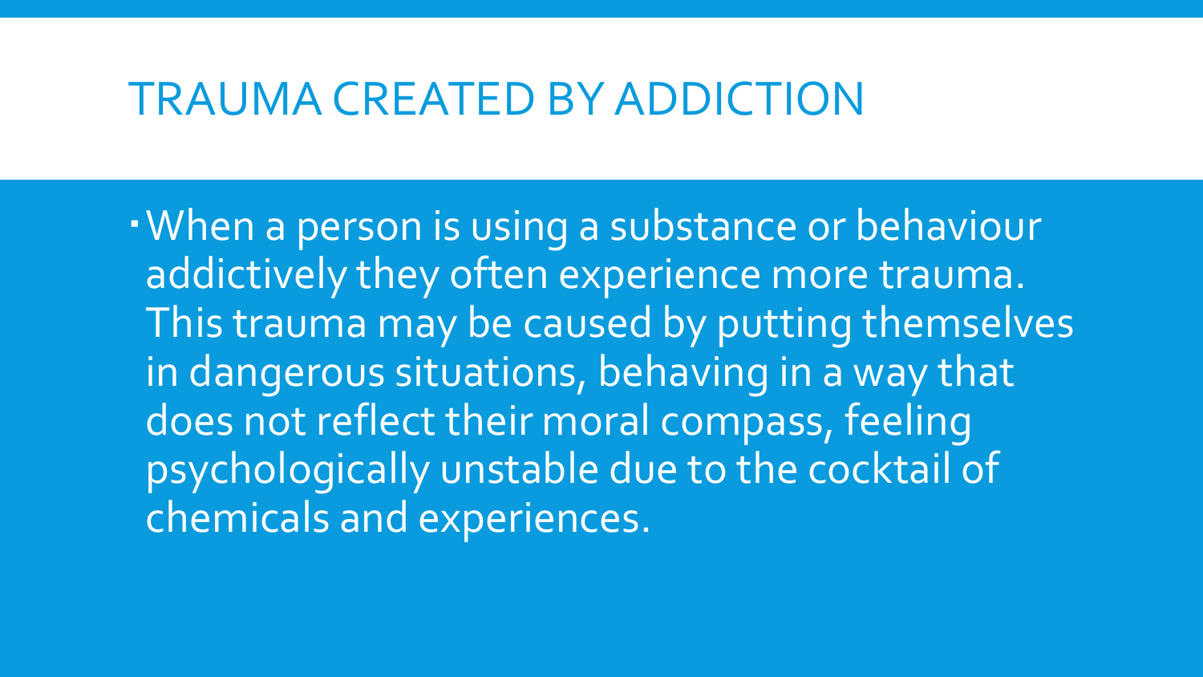# TRAUMA CREATED BY ADDICTION

- When a person is using a substance or behaviour addictively they often experience more trauma. This trauma may be caused by putting themselves in dangerous situations, behaving in a way that does not reflect their moral compass, feeling psychologically unstable due to the cocktail of chemicals and experiences.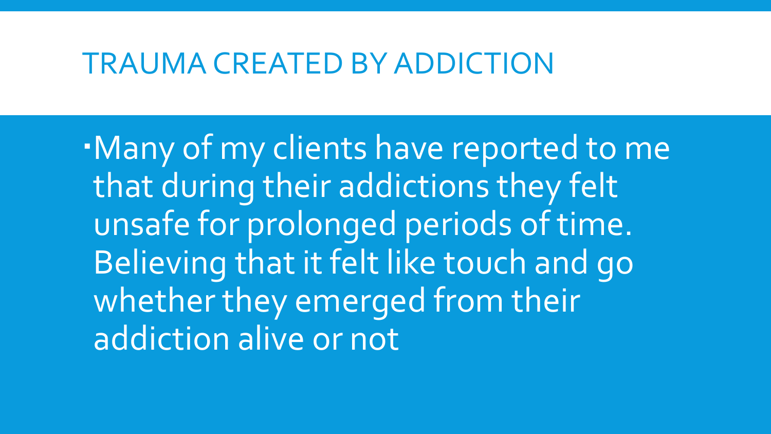# TRAUMA CREATED BY ADDICTION

- Many of my clients have reported to me that during their addictions they felt unsafe for prolonged periods of time. Believing that it felt like touch and go whether they emerged from their addiction alive or not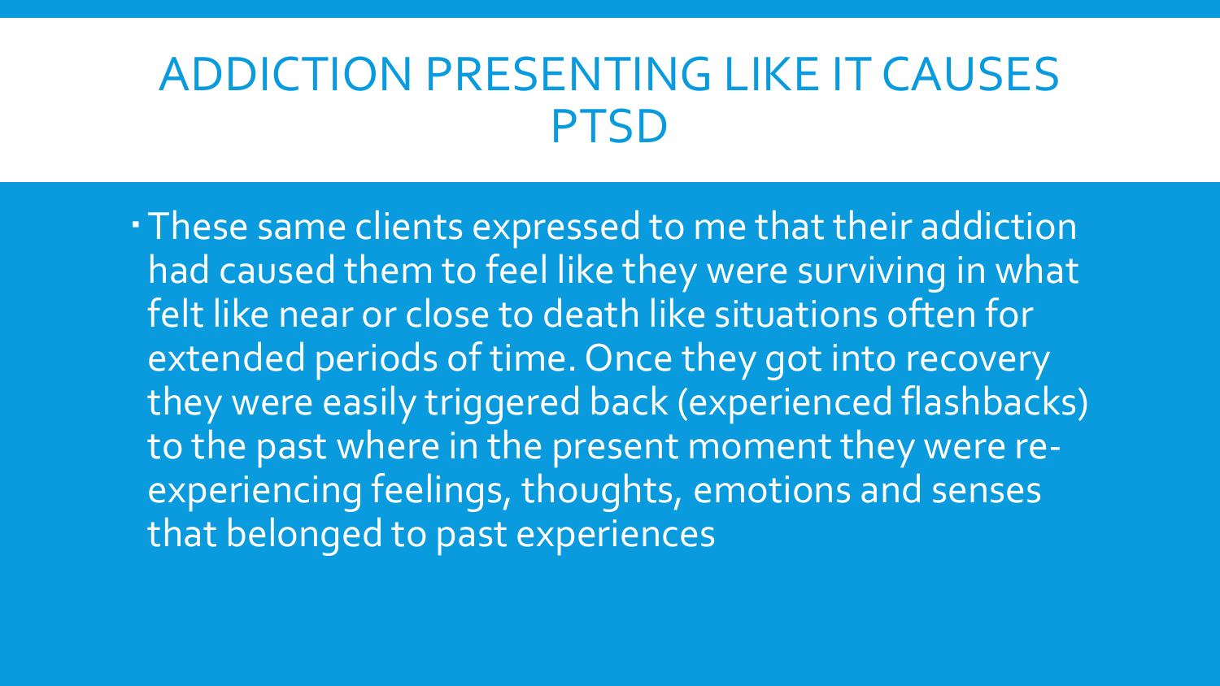# ADDICTION PRESENTING LIKE IT CAUSES PTSD

- These same clients expressed to me that their addiction had caused them to feel like they were surviving in what felt like near or close to death like situations often for extended periods of time. Once they got into recovery they were easily triggered back (experienced flashbacks) to the past where in the present moment they were re-experiencing feelings, thoughts, emotions and senses that belonged to past experiences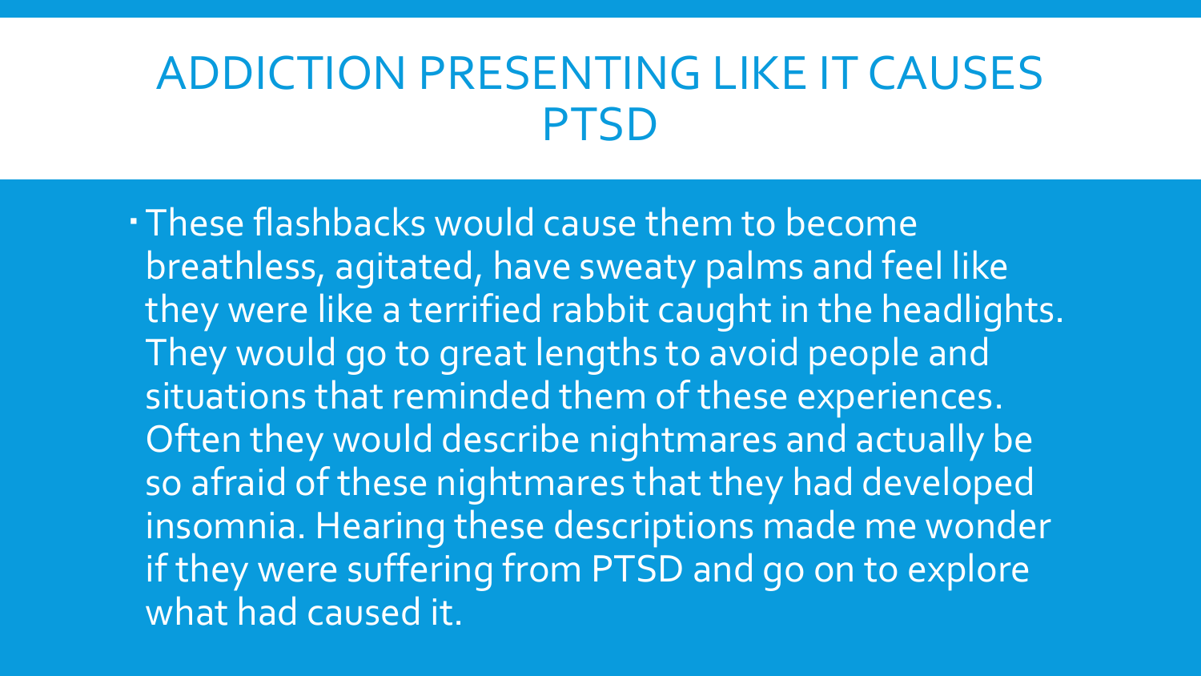# ADDICTION PRESENTING LIKE IT CAUSES PTSD

- These flashbacks would cause them to become breathless, agitated, have sweaty palms and feel like they were like a terrified rabbit caught in the headlights. They would go to great lengths to avoid people and situations that reminded them of these experiences. Often they would describe nightmares and actually be so afraid of these nightmares that they had developed insomnia. Hearing these descriptions made me wonder if they were suffering from PTSD and go on to explore what had caused it.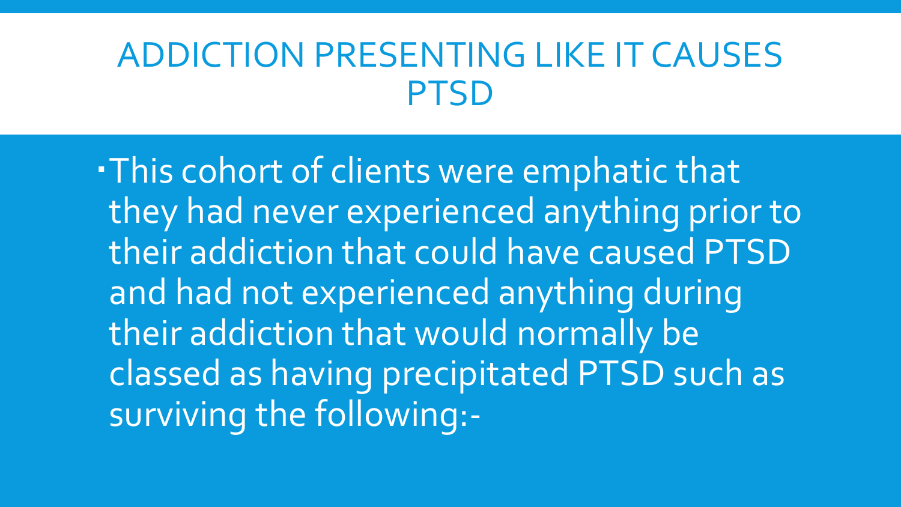# ADDICTION PRESENTING LIKE IT CAUSES PTSD

- This cohort of clients were emphatic that they had never experienced anything prior to their addiction that could have caused PTSD and had not experienced anything during their addiction that would normally be classed as having precipitated PTSD such as surviving the following:-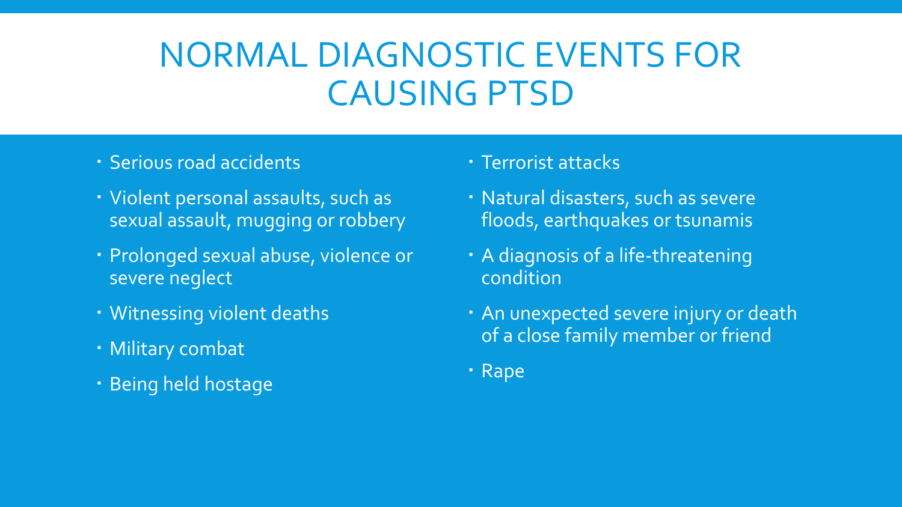# NORMAL DIAGNOSTIC EVENTS FOR CAUSING PTSD

- Serious road accidents
- Violent personal assaults, such as sexual assault, mugging or robbery
- Prolonged sexual abuse, violence or severe neglect
- Witnessing violent deaths
- Military combat
- Being held hostage
- Terrorist attacks
- Natural disasters, such as severe floods, earthquakes or tsunamis
- A diagnosis of a life-threatening condition
- An unexpected severe injury or death of a close family member or friend
- Rape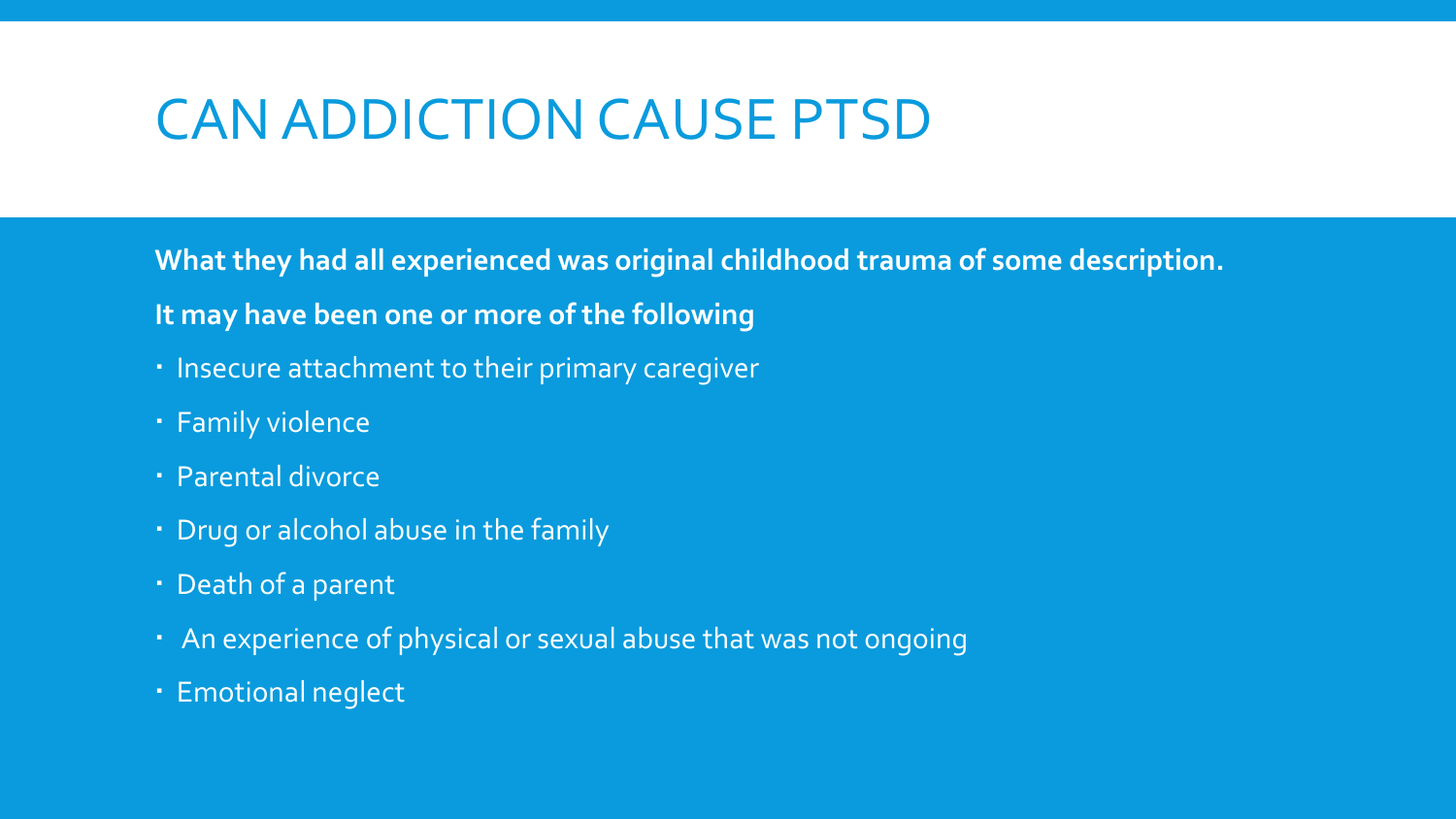# CAN ADDICTION CAUSE PTSD

**What they had all experienced was original childhood trauma of some description.**

**It may have been one or more of the following**

- Insecure attachment to their primary caregiver
- Family violence
- Parental divorce
- Drug or alcohol abuse in the family
- Death of a parent
- An experience of physical or sexual abuse that was not ongoing
- Emotional neglect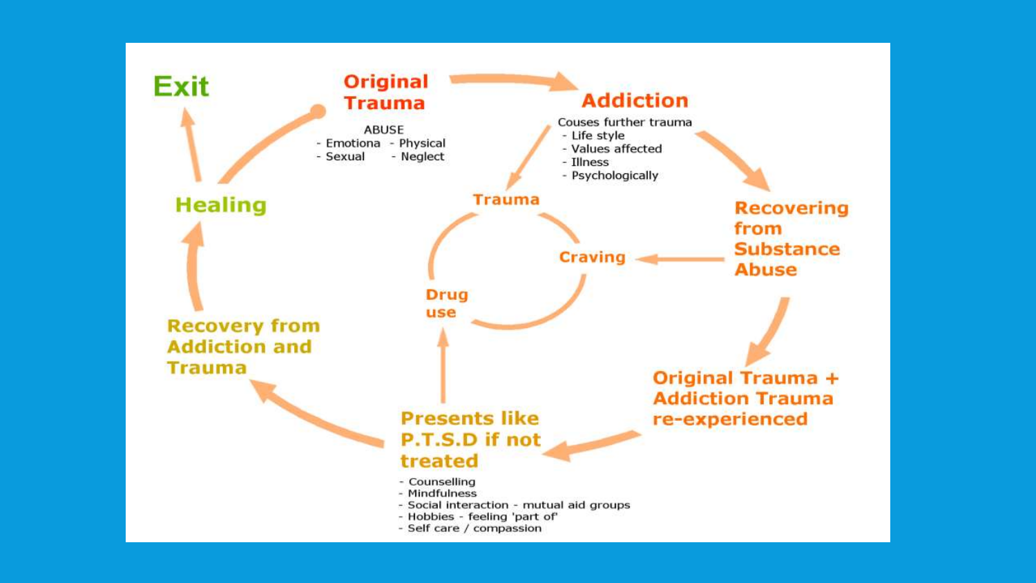Exit

Original Trauma

ABUSE
- Emotiona - Physical
- Sexual - Neglect

Addiction

Couses further trauma
- Life style
- Values affected
- Illness
- Psychologically

Trauma

Craving

Drug use

Healing

Recovering from Substance Abuse

Original Trauma + Addiction Trauma re-experienced

Presents like P.T.S.D if not treated

- Counselling
- Mindfulness
- Social interaction - mutual aid groups
- Hobbies - feeling 'part of'
- Self care / compassion

Recovery from Addiction and Trauma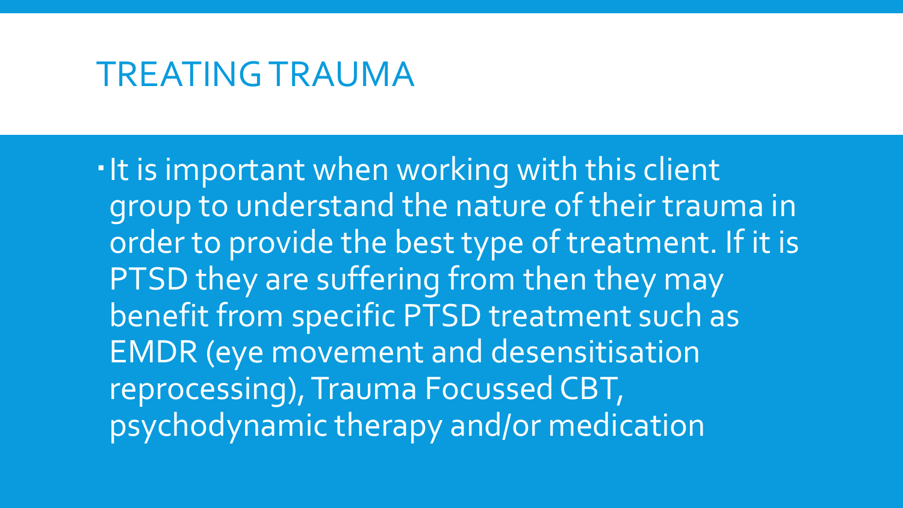# TREATING TRAUMA

- It is important when working with this client group to understand the nature of their trauma in order to provide the best type of treatment. If it is PTSD they are suffering from then they may benefit from specific PTSD treatment such as EMDR (eye movement and desensitisation reprocessing), Trauma Focussed CBT, psychodynamic therapy and/or medication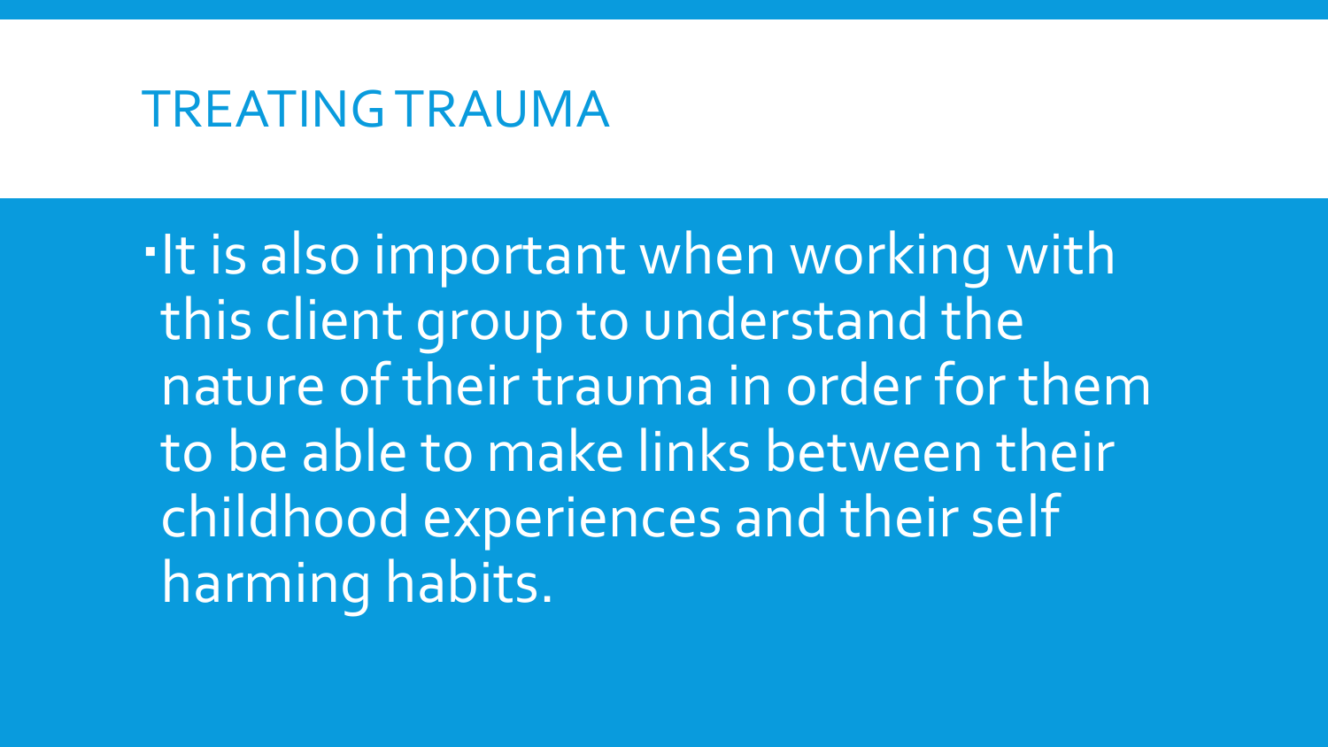# TREATING TRAUMA

- It is also important when working with this client group to understand the nature of their trauma in order for them to be able to make links between their childhood experiences and their self harming habits.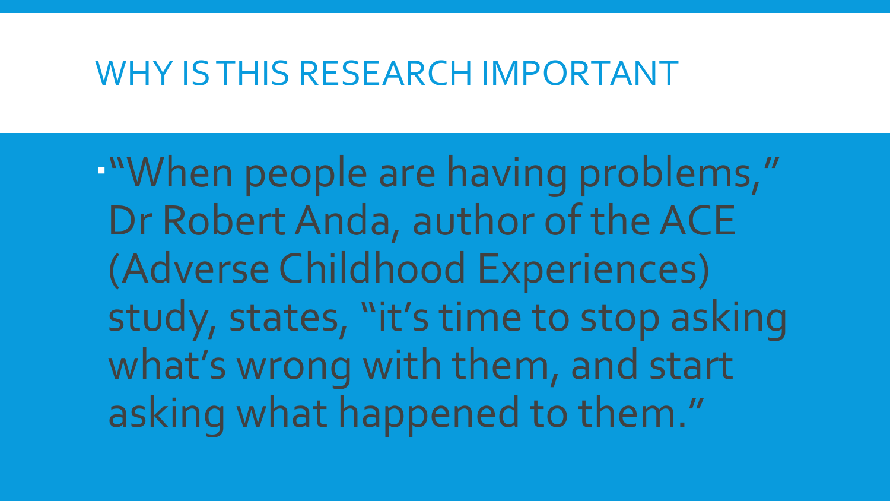# WHY IS THIS RESEARCH IMPORTANT

- "When people are having problems," Dr Robert Anda, author of the ACE (Adverse Childhood Experiences) study, states, "it's time to stop asking what's wrong with them, and start asking what happened to them."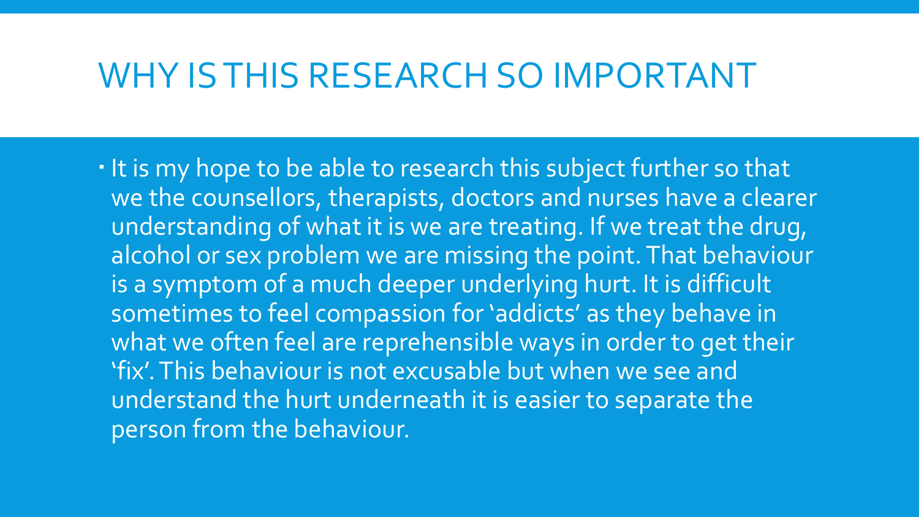# WHY IS THIS RESEARCH SO IMPORTANT

- It is my hope to be able to research this subject further so that we the counsellors, therapists, doctors and nurses have a clearer understanding of what it is we are treating. If we treat the drug, alcohol or sex problem we are missing the point. That behaviour is a symptom of a much deeper underlying hurt. It is difficult sometimes to feel compassion for 'addicts' as they behave in what we often feel are reprehensible ways in order to get their 'fix'. This behaviour is not excusable but when we see and understand the hurt underneath it is easier to separate the person from the behaviour.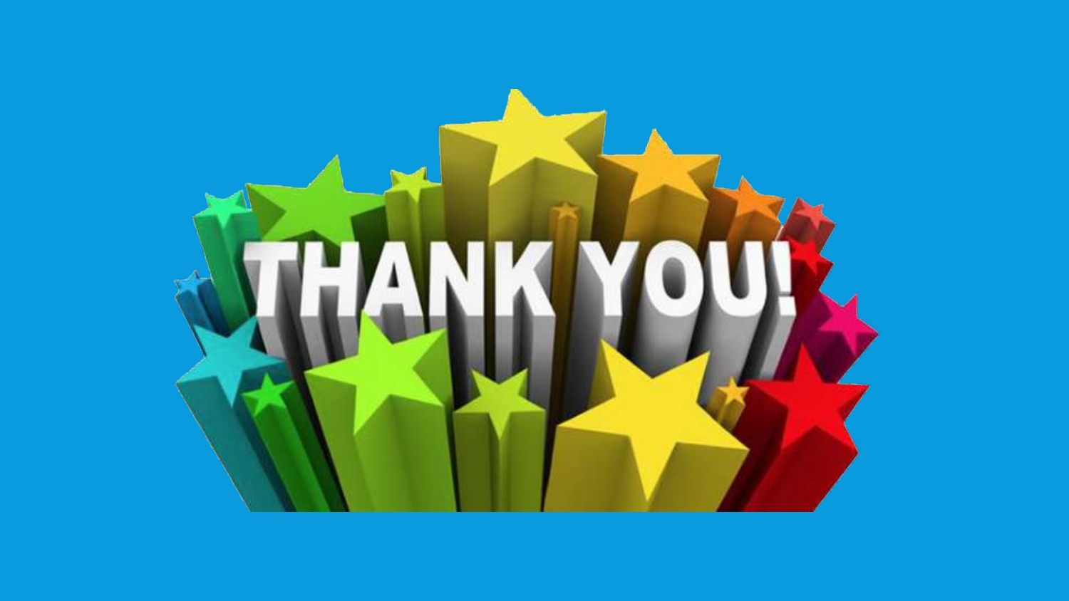THANK YOU!